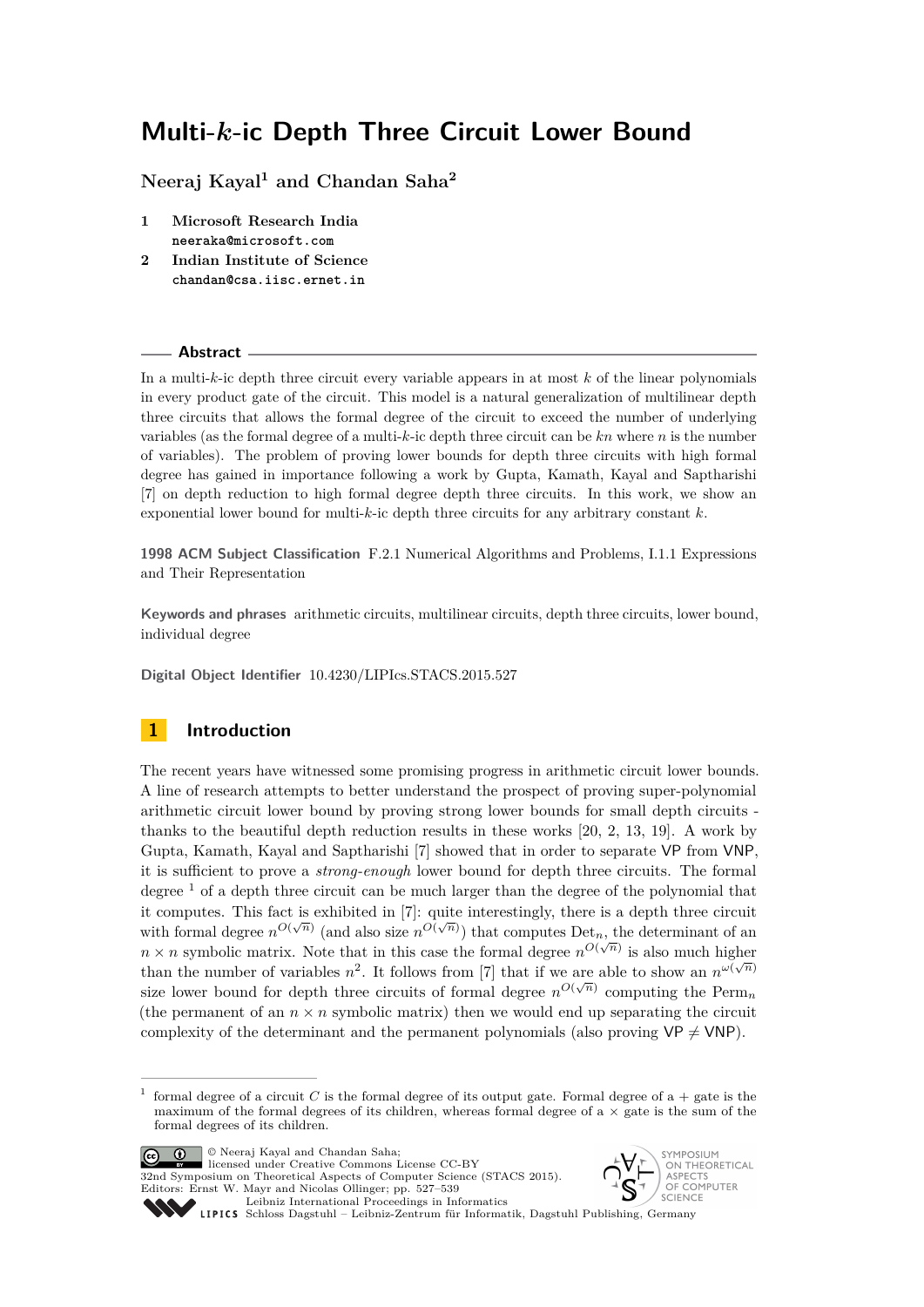# Multi-$k$-ic Depth Three Circuit Lower Bound

**Neeraj Kayal**[1] **and Chandan Saha**[2]

1. **Microsoft Research India**
   neeraka@microsoft.com
2. **Indian Institute of Science**
   chandan@csa.iisc.ernet.in

## Abstract

In a multi-$k$-ic depth three circuit every variable appears in at most $k$ of the linear polynomials in every product gate of the circuit. This model is a natural generalization of multilinear depth three circuits that allows the formal degree of the circuit to exceed the number of underlying variables (as the formal degree of a multi-$k$-ic depth three circuit can be $kn$ where $n$ is the number of variables). The problem of proving lower bounds for depth three circuits with high formal degree has gained in importance following a work by Gupta, Kamath, Kayal and Saptharishi [7] on depth reduction to high formal degree depth three circuits. In this work, we show an exponential lower bound for multi-$k$-ic depth three circuits for any arbitrary constant $k$.

**1998 ACM Subject Classification** F.2.1 Numerical Algorithms and Problems, I.1.1 Expressions and Their Representation

**Keywords and phrases** arithmetic circuits, multilinear circuits, depth three circuits, lower bound, individual degree

**Digital Object Identifier** 10.4230/LIPIcs.STACS.2015.527

## 1 Introduction

The recent years have witnessed some promising progress in arithmetic circuit lower bounds. A line of research attempts to better understand the prospect of proving super-polynomial arithmetic circuit lower bound by proving strong lower bounds for small depth circuits - thanks to the beautiful depth reduction results in these works [20, 2, 13, 19]. A work by Gupta, Kamath, Kayal and Saptharishi [7] showed that in order to separate VP from VNP, it is sufficient to prove a *strong-enough* lower bound for depth three circuits. The formal degree [1] of a depth three circuit can be much larger than the degree of the polynomial that it computes. This fact is exhibited in [7]: quite interestingly, there is a depth three circuit with formal degree $n^{O(\sqrt{n})}$ (and also size $n^{O(\sqrt{n})}$) that computes $\text{Det}_n$, the determinant of an $n \times n$ symbolic matrix. Note that in this case the formal degree $n^{O(\sqrt{n})}$ is also much higher than the number of variables $n^2$. It follows from [7] that if we are able to show an $n^{\omega(\sqrt{n})}$ size lower bound for depth three circuits of formal degree $n^{O(\sqrt{n})}$ computing the $\text{Perm}_n$ (the permanent of an $n \times n$ symbolic matrix) then we would end up separating the circuit complexity of the determinant and the permanent polynomials (also proving VP $\neq$ VNP).

[1] formal degree of a circuit $C$ is the formal degree of its output gate. Formal degree of a + gate is the maximum of the formal degrees of its children, whereas formal degree of a $\times$ gate is the sum of the formal degrees of its children.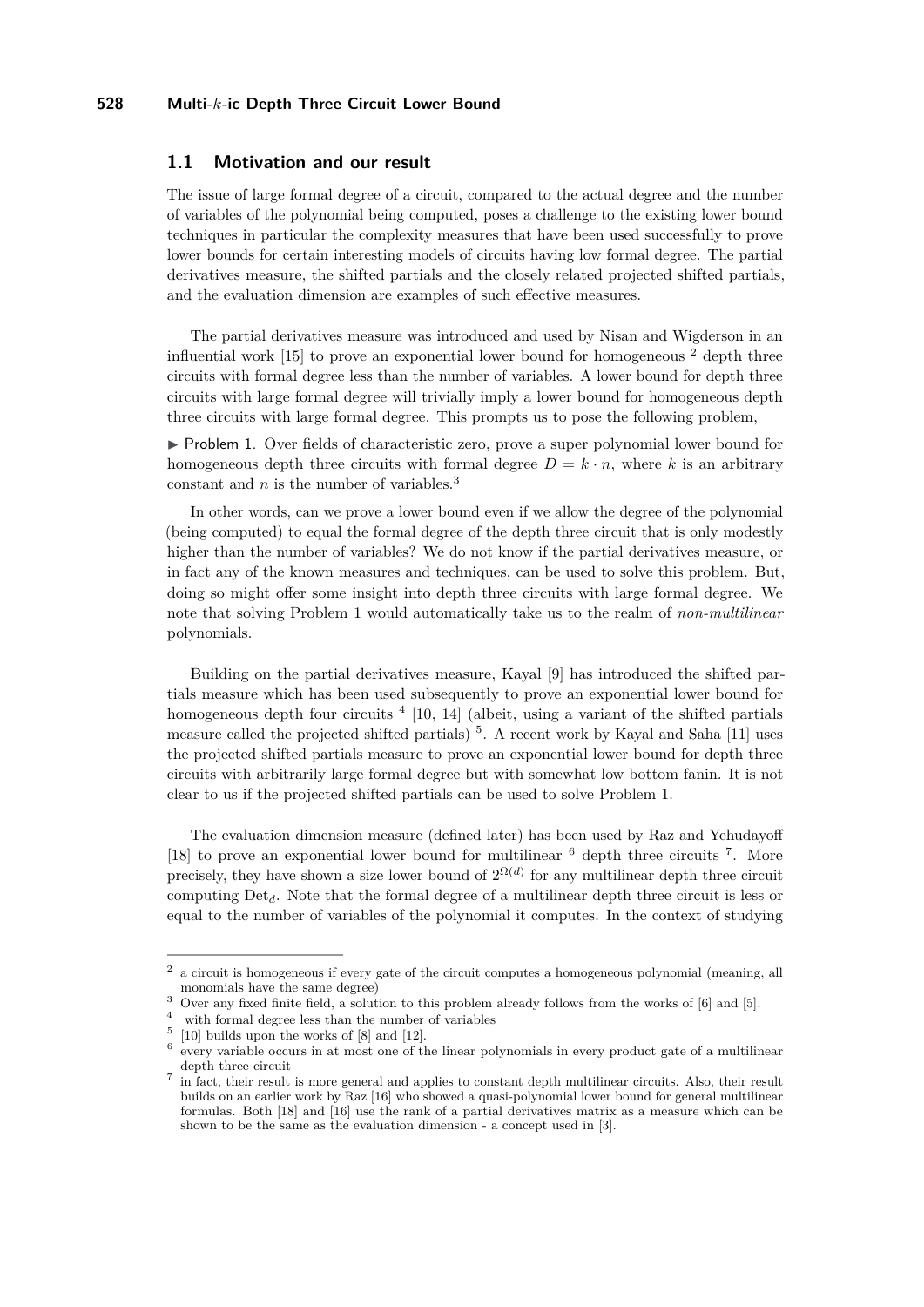### 1.1 Motivation and our result

The issue of large formal degree of a circuit, compared to the actual degree and the number of variables of the polynomial being computed, poses a challenge to the existing lower bound techniques in particular the complexity measures that have been used successfully to prove lower bounds for certain interesting models of circuits having low formal degree. The partial derivatives measure, the shifted partials and the closely related projected shifted partials, and the evaluation dimension are examples of such effective measures.

The partial derivatives measure was introduced and used by Nisan and Wigderson in an influential work [15] to prove an exponential lower bound for homogeneous [2] depth three circuits with formal degree less than the number of variables. A lower bound for depth three circuits with large formal degree will trivially imply a lower bound for homogeneous depth three circuits with large formal degree. This prompts us to pose the following problem,

► Problem 1. Over fields of characteristic zero, prove a super polynomial lower bound for homogeneous depth three circuits with formal degree $D = k \cdot n$, where $k$ is an arbitrary constant and $n$ is the number of variables.[3]

In other words, can we prove a lower bound even if we allow the degree of the polynomial (being computed) to equal the formal degree of the depth three circuit that is only modestly higher than the number of variables? We do not know if the partial derivatives measure, or in fact any of the known measures and techniques, can be used to solve this problem. But, doing so might offer some insight into depth three circuits with large formal degree. We note that solving Problem 1 would automatically take us to the realm of *non-multilinear* polynomials.

Building on the partial derivatives measure, Kayal [9] has introduced the shifted partials measure which has been used subsequently to prove an exponential lower bound for homogeneous depth four circuits [4] [10, 14] (albeit, using a variant of the shifted partials measure called the projected shifted partials) [5]. A recent work by Kayal and Saha [11] uses the projected shifted partials measure to prove an exponential lower bound for depth three circuits with arbitrarily large formal degree but with somewhat low bottom fanin. It is not clear to us if the projected shifted partials can be used to solve Problem 1.

The evaluation dimension measure (defined later) has been used by Raz and Yehudayoff [18] to prove an exponential lower bound for multilinear [6] depth three circuits [7]. More precisely, they have shown a size lower bound of $2^{\Omega(d)}$ for any multilinear depth three circuit computing $\mathrm{Det}_d$. Note that the formal degree of a multilinear depth three circuit is less or equal to the number of variables of the polynomial it computes. In the context of studying

---

[2] a circuit is homogeneous if every gate of the circuit computes a homogeneous polynomial (meaning, all monomials have the same degree)

[3] Over any fixed finite field, a solution to this problem already follows from the works of [6] and [5].

[4] with formal degree less than the number of variables

[5] [10] builds upon the works of [8] and [12].

[6] every variable occurs in at most one of the linear polynomials in every product gate of a multilinear depth three circuit

[7] in fact, their result is more general and applies to constant depth multilinear circuits. Also, their result builds on an earlier work by Raz [16] who showed a quasi-polynomial lower bound for general multilinear formulas. Both [18] and [16] use the rank of a partial derivatives matrix as a measure which can be shown to be the same as the evaluation dimension - a concept used in [3].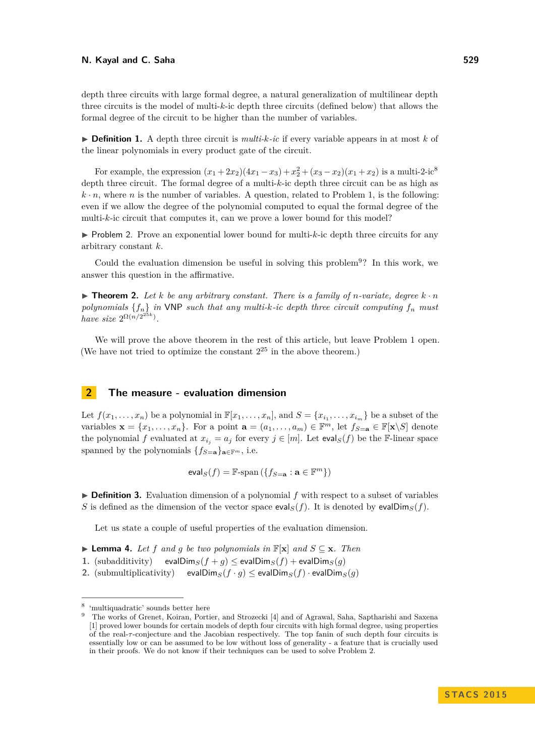depth three circuits with large formal degree, a natural generalization of multilinear depth three circuits is the model of multi-$k$-ic depth three circuits (defined below) that allows the formal degree of the circuit to be higher than the number of variables.

▶ **Definition 1.** A depth three circuit is *multi-$k$-ic* if every variable appears in at most $k$ of the linear polynomials in every product gate of the circuit.

For example, the expression $(x_1 + 2x_2)(4x_1 - x_3) + x_2^2 + (x_3 - x_2)(x_1 + x_2)$ is a multi-2-ic[8] depth three circuit. The formal degree of a multi-$k$-ic depth three circuit can be as high as $k \cdot n$, where $n$ is the number of variables. A question, related to Problem 1, is the following: even if we allow the degree of the polynomial computed to equal the formal degree of the multi-$k$-ic circuit that computes it, can we prove a lower bound for this model?

▶ Problem 2. Prove an exponential lower bound for multi-$k$-ic depth three circuits for any arbitrary constant $k$.

Could the evaluation dimension be useful in solving this problem[9]? In this work, we answer this question in the affirmative.

▶ **Theorem 2.** *Let $k$ be any arbitrary constant. There is a family of $n$-variate, degree $k \cdot n$ polynomials $\{f_n\}$ in* VNP *such that any multi-$k$-ic depth three circuit computing $f_n$ must have size $2^{\Omega(n/2^{25k})}$.*

We will prove the above theorem in the rest of this article, but leave Problem 1 open. (We have not tried to optimize the constant $2^{25}$ in the above theorem.)

## 2 The measure - evaluation dimension

Let $f(x_1, \ldots, x_n)$ be a polynomial in $\mathbb{F}[x_1, \ldots, x_n]$, and $S = \{x_{i_1}, \ldots, x_{i_m}\}$ be a subset of the variables $\mathbf{x} = \{x_1, \ldots, x_n\}$. For a point $\mathbf{a} = (a_1, \ldots, a_m) \in \mathbb{F}^m$, let $f_{S=\mathbf{a}} \in \mathbb{F}[\mathbf{x} \backslash S]$ denote the polynomial $f$ evaluated at $x_{i_j} = a_j$ for every $j \in [m]$. Let $\mathsf{eval}_S(f)$ be the $\mathbb{F}$-linear space spanned by the polynomials $\{f_{S=\mathbf{a}}\}_{\mathbf{a} \in \mathbb{F}^m}$, i.e.

$$\mathsf{eval}_S(f) = \mathbb{F}\text{-span}\left(\{f_{S=\mathbf{a}} : \mathbf{a} \in \mathbb{F}^m\}\right)$$

▶ **Definition 3.** Evaluation dimension of a polynomial $f$ with respect to a subset of variables $S$ is defined as the dimension of the vector space $\mathsf{eval}_S(f)$. It is denoted by $\mathsf{evalDim}_S(f)$.

Let us state a couple of useful properties of the evaluation dimension.

▶ **Lemma 4.** *Let $f$ and $g$ be two polynomials in $\mathbb{F}[\mathbf{x}]$ and $S \subseteq \mathbf{x}$. Then*

1. (subadditivity) $\mathsf{evalDim}_S(f + g) \leq \mathsf{evalDim}_S(f) + \mathsf{evalDim}_S(g)$
2. (submultiplicativity) $\mathsf{evalDim}_S(f \cdot g) \leq \mathsf{evalDim}_S(f) \cdot \mathsf{evalDim}_S(g)$

---

[8] 'multiquadratic' sounds better here

[9] The works of Grenet, Koiran, Portier, and Strozecki [4] and of Agrawal, Saha, Saptharishi and Saxena [1] proved lower bounds for certain models of depth four circuits with high formal degree, using properties of the real-$\tau$-conjecture and the Jacobian respectively. The top fanin of such depth four circuits is essentially low or can be assumed to be low without loss of generality - a feature that is crucially used in their proofs. We do not know if their techniques can be used to solve Problem 2.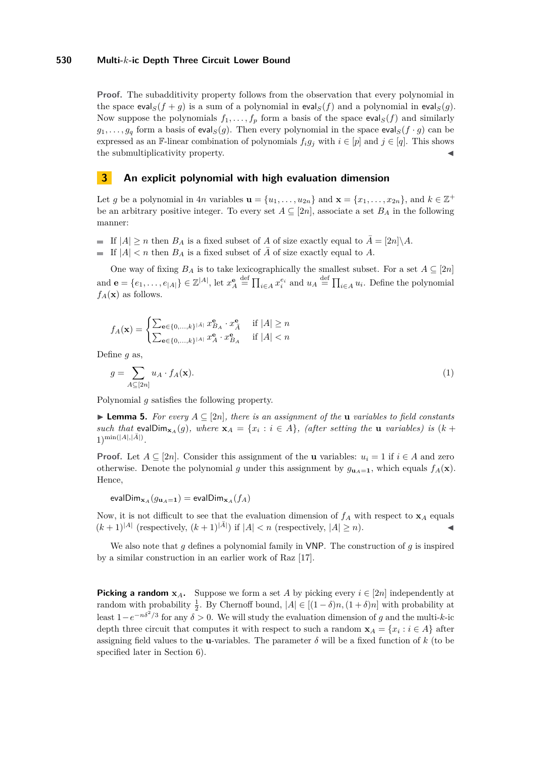**Proof.** The subadditivity property follows from the observation that every polynomial in the space $\mathsf{eval}_S(f+g)$ is a sum of a polynomial in $\mathsf{eval}_S(f)$ and a polynomial in $\mathsf{eval}_S(g)$. Now suppose the polynomials $f_1, \ldots, f_p$ form a basis of the space $\mathsf{eval}_S(f)$ and similarly $g_1, \ldots, g_q$ form a basis of $\mathsf{eval}_S(g)$. Then every polynomial in the space $\mathsf{eval}_S(f \cdot g)$ can be expressed as an $\mathbb{F}$-linear combination of polynomials $f_i g_j$ with $i \in [p]$ and $j \in [q]$. This shows the submultiplicativity property. ◀

## 3 An explicit polynomial with high evaluation dimension

Let $g$ be a polynomial in $4n$ variables $\mathbf{u} = \{u_1, \ldots, u_{2n}\}$ and $\mathbf{x} = \{x_1, \ldots, x_{2n}\}$, and $k \in \mathbb{Z}^+$ be an arbitrary positive integer. To every set $A \subseteq [2n]$, associate a set $B_A$ in the following manner:

- If $|A| \geq n$ then $B_A$ is a fixed subset of $A$ of size exactly equal to $\bar{A} = [2n] \backslash A$.
- If $|A| < n$ then $B_A$ is a fixed subset of $\bar{A}$ of size exactly equal to $A$.

One way of fixing $B_A$ is to take lexicographically the smallest subset. For a set $A \subseteq [2n]$ and $\mathbf{e} = \{e_1, \ldots, e_{|A|}\} \in \mathbb{Z}^{|A|}$, let $x_A^{\mathbf{e}} \stackrel{\text{def}}{=} \prod_{i \in A} x_i^{e_i}$ and $u_A \stackrel{\text{def}}{=} \prod_{i \in A} u_i$. Define the polynomial $f_A(\mathbf{x})$ as follows.

$$f_A(\mathbf{x}) = \begin{cases} \sum_{\mathbf{e} \in \{0,\ldots,k\}^{|\bar{A}|}} x_{B_A}^{\mathbf{e}} \cdot x_{\bar{A}}^{\mathbf{e}} & \text{if } |A| \geq n \\ \sum_{\mathbf{e} \in \{0,\ldots,k\}^{|A|}} x_A^{\mathbf{e}} \cdot x_{B_A}^{\mathbf{e}} & \text{if } |A| < n \end{cases}$$

Define $g$ as,

$$g = \sum_{A \subseteq [2n]} u_A \cdot f_A(\mathbf{x}). \tag{1}$$

Polynomial $g$ satisfies the following property.

▶ **Lemma 5.** *For every $A \subseteq [2n]$, there is an assignment of the $\mathbf{u}$ variables to field constants such that $\mathsf{evalDim}_{\mathbf{x}_A}(g)$, where $\mathbf{x}_A = \{x_i : i \in A\}$, (after setting the $\mathbf{u}$ variables) is $(k+1)^{\min(|A|,|\bar{A}|)}$.*

**Proof.** Let $A \subseteq [2n]$. Consider this assignment of the $\mathbf{u}$ variables: $u_i = 1$ if $i \in A$ and zero otherwise. Denote the polynomial $g$ under this assignment by $g_{\mathbf{u}_A=\mathbf{1}}$, which equals $f_A(\mathbf{x})$. Hence,

$$\mathsf{evalDim}_{\mathbf{x}_A}(g_{\mathbf{u}_A=\mathbf{1}}) = \mathsf{evalDim}_{\mathbf{x}_A}(f_A)$$

Now, it is not difficult to see that the evaluation dimension of $f_A$ with respect to $\mathbf{x}_A$ equals $(k+1)^{|A|}$ (respectively, $(k+1)^{|\bar{A}|}$) if $|A| < n$ (respectively, $|A| \geq n$). ◀

We also note that $g$ defines a polynomial family in VNP. The construction of $g$ is inspired by a similar construction in an earlier work of Raz [17].

**Picking a random $\mathbf{x}_A$.** Suppose we form a set $A$ by picking every $i \in [2n]$ independently at random with probability $\frac{1}{2}$. By Chernoff bound, $|A| \in [(1-\delta)n, (1+\delta)n]$ with probability at least $1 - e^{-n\delta^2/3}$ for any $\delta > 0$. We will study the evaluation dimension of $g$ and the multi-$k$-ic depth three circuit that computes it with respect to such a random $\mathbf{x}_A = \{x_i : i \in A\}$ after assigning field values to the $\mathbf{u}$-variables. The parameter $\delta$ will be a fixed function of $k$ (to be specified later in Section 6).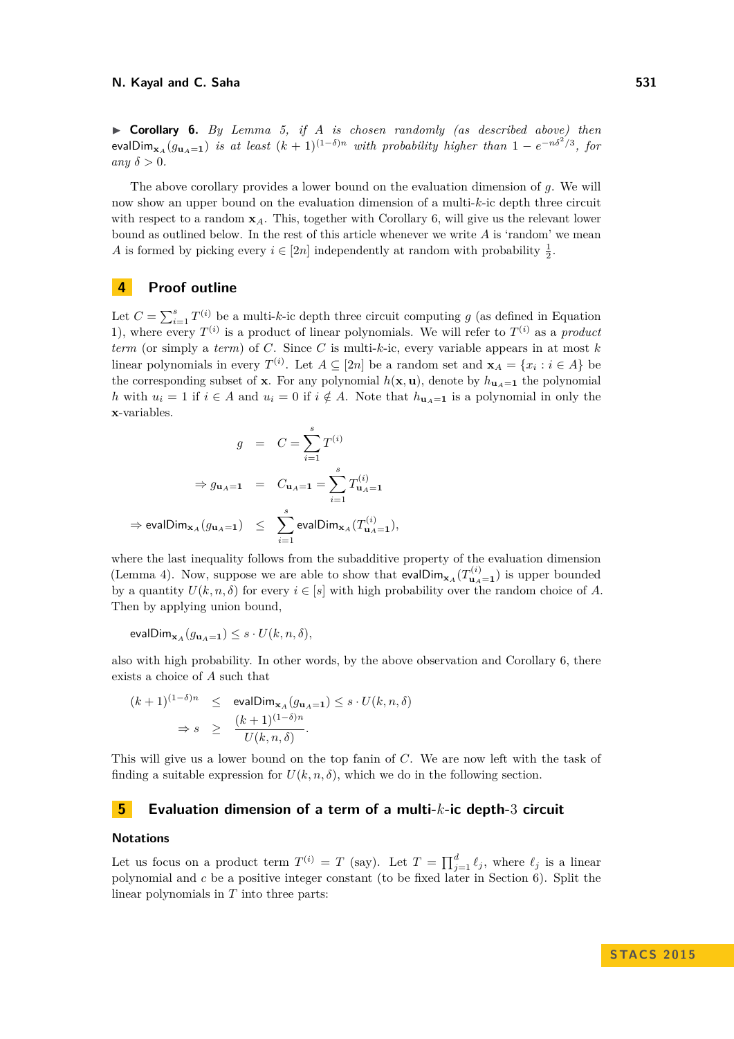▶ **Corollary 6.** *By Lemma 5, if $A$ is chosen randomly (as described above) then* $\mathsf{evalDim}_{\mathbf{x}_A}(g_{\mathbf{u}_A=\mathbf{1}})$ *is at least* $(k+1)^{(1-\delta)n}$ *with probability higher than* $1 - e^{-n\delta^2/3}$*, for any* $\delta > 0$.

The above corollary provides a lower bound on the evaluation dimension of $g$. We will now show an upper bound on the evaluation dimension of a multi-$k$-ic depth three circuit with respect to a random $\mathbf{x}_A$. This, together with Corollary 6, will give us the relevant lower bound as outlined below. In the rest of this article whenever we write $A$ is 'random' we mean $A$ is formed by picking every $i \in [2n]$ independently at random with probability $\frac{1}{2}$.

## 4 Proof outline

Let $C = \sum_{i=1}^{s} T^{(i)}$ be a multi-$k$-ic depth three circuit computing $g$ (as defined in Equation 1), where every $T^{(i)}$ is a product of linear polynomials. We will refer to $T^{(i)}$ as a *product term* (or simply a *term*) of $C$. Since $C$ is multi-$k$-ic, every variable appears in at most $k$ linear polynomials in every $T^{(i)}$. Let $A \subseteq [2n]$ be a random set and $\mathbf{x}_A = \{x_i : i \in A\}$ be the corresponding subset of $\mathbf{x}$. For any polynomial $h(\mathbf{x}, \mathbf{u})$, denote by $h_{\mathbf{u}_A=\mathbf{1}}$ the polynomial $h$ with $u_i = 1$ if $i \in A$ and $u_i = 0$ if $i \notin A$. Note that $h_{\mathbf{u}_A=\mathbf{1}}$ is a polynomial in only the $\mathbf{x}$-variables.

$$
\begin{aligned}
g &= C = \sum_{i=1}^{s} T^{(i)} \\
\Rightarrow g_{\mathbf{u}_A=\mathbf{1}} &= C_{\mathbf{u}_A=\mathbf{1}} = \sum_{i=1}^{s} T^{(i)}_{\mathbf{u}_A=\mathbf{1}} \\
\Rightarrow \mathsf{evalDim}_{\mathbf{x}_A}(g_{\mathbf{u}_A=\mathbf{1}}) &\le \sum_{i=1}^{s} \mathsf{evalDim}_{\mathbf{x}_A}(T^{(i)}_{\mathbf{u}_A=\mathbf{1}}),
\end{aligned}
$$

where the last inequality follows from the subadditive property of the evaluation dimension (Lemma 4). Now, suppose we are able to show that $\mathsf{evalDim}_{\mathbf{x}_A}(T^{(i)}_{\mathbf{u}_A=\mathbf{1}})$ is upper bounded by a quantity $U(k, n, \delta)$ for every $i \in [s]$ with high probability over the random choice of $A$. Then by applying union bound,

$$
\mathsf{evalDim}_{\mathbf{x}_A}(g_{\mathbf{u}_A=\mathbf{1}}) \le s \cdot U(k, n, \delta),
$$

also with high probability. In other words, by the above observation and Corollary 6, there exists a choice of $A$ such that

$$
\begin{aligned}
(k+1)^{(1-\delta)n} &\le \mathsf{evalDim}_{\mathbf{x}_A}(g_{\mathbf{u}_A=\mathbf{1}}) \le s \cdot U(k, n, \delta) \\
\Rightarrow s &\ge \frac{(k+1)^{(1-\delta)n}}{U(k, n, \delta)}.
\end{aligned}
$$

This will give us a lower bound on the top fanin of $C$. We are now left with the task of finding a suitable expression for $U(k, n, \delta)$, which we do in the following section.

## 5 Evaluation dimension of a term of a multi-$k$-ic depth-3 circuit

### Notations

Let us focus on a product term $T^{(i)} = T$ (say). Let $T = \prod_{j=1}^{d} \ell_j$, where $\ell_j$ is a linear polynomial and $c$ be a positive integer constant (to be fixed later in Section 6). Split the linear polynomials in $T$ into three parts: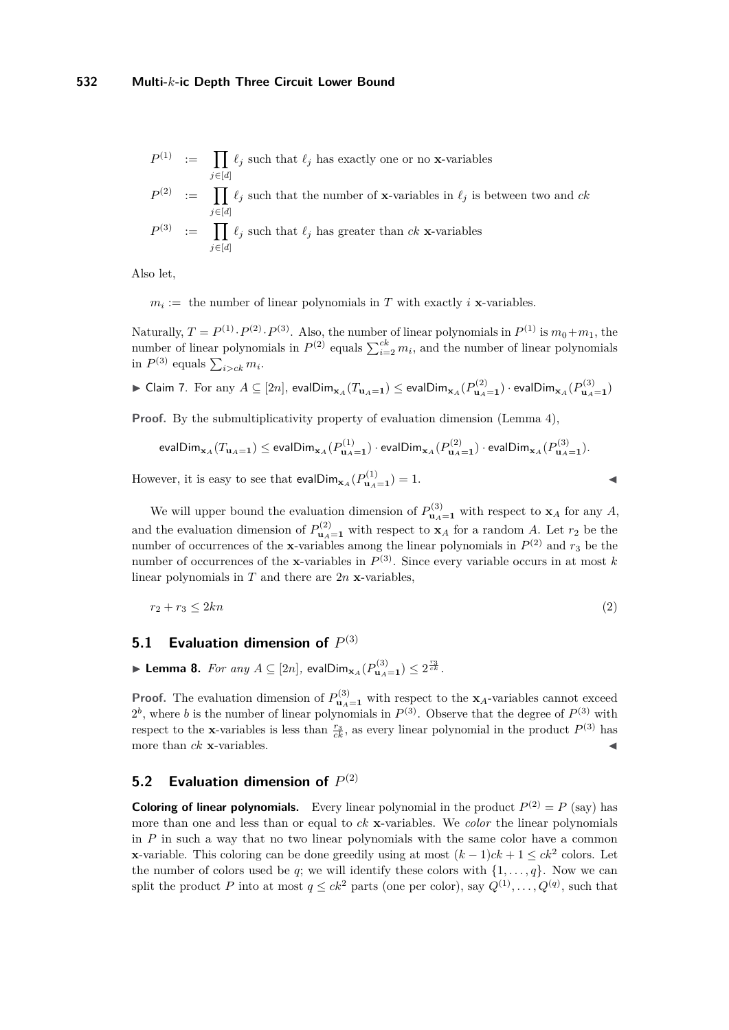$$P^{(1)} := \prod_{j\in[d]} \ell_j \text{ such that } \ell_j \text{ has exactly one or no } \mathbf{x}\text{-variables}$$

$$P^{(2)} := \prod_{j\in[d]} \ell_j \text{ such that the number of } \mathbf{x}\text{-variables in } \ell_j \text{ is between two and } ck$$

$$P^{(3)} := \prod_{j\in[d]} \ell_j \text{ such that } \ell_j \text{ has greater than } ck \ \mathbf{x}\text{-variables}$$

Also let,

$m_i :=$ the number of linear polynomials in $T$ with exactly $i$ $\mathbf{x}$-variables.

Naturally, $T = P^{(1)} \cdot P^{(2)} \cdot P^{(3)}$. Also, the number of linear polynomials in $P^{(1)}$ is $m_0 + m_1$, the number of linear polynomials in $P^{(2)}$ equals $\sum_{i=2}^{ck} m_i$, and the number of linear polynomials in $P^{(3)}$ equals $\sum_{i>ck} m_i$.

▶ Claim 7. For any $A \subseteq [2n]$, $\mathsf{evalDim}_{\mathbf{x}_A}(T_{\mathbf{u}_A=\mathbf{1}}) \leq \mathsf{evalDim}_{\mathbf{x}_A}(P^{(2)}_{\mathbf{u}_A=\mathbf{1}}) \cdot \mathsf{evalDim}_{\mathbf{x}_A}(P^{(3)}_{\mathbf{u}_A=\mathbf{1}})$

**Proof.** By the submultiplicativity property of evaluation dimension (Lemma 4),

$$\mathsf{evalDim}_{\mathbf{x}_A}(T_{\mathbf{u}_A=\mathbf{1}}) \leq \mathsf{evalDim}_{\mathbf{x}_A}(P^{(1)}_{\mathbf{u}_A=\mathbf{1}}) \cdot \mathsf{evalDim}_{\mathbf{x}_A}(P^{(2)}_{\mathbf{u}_A=\mathbf{1}}) \cdot \mathsf{evalDim}_{\mathbf{x}_A}(P^{(3)}_{\mathbf{u}_A=\mathbf{1}}).$$

However, it is easy to see that $\mathsf{evalDim}_{\mathbf{x}_A}(P^{(1)}_{\mathbf{u}_A=\mathbf{1}}) = 1$. ◀

We will upper bound the evaluation dimension of $P^{(3)}_{\mathbf{u}_A=\mathbf{1}}$ with respect to $\mathbf{x}_A$ for any $A$, and the evaluation dimension of $P^{(2)}_{\mathbf{u}_A=\mathbf{1}}$ with respect to $\mathbf{x}_A$ for a random $A$. Let $r_2$ be the number of occurrences of the $\mathbf{x}$-variables among the linear polynomials in $P^{(2)}$ and $r_3$ be the number of occurrences of the $\mathbf{x}$-variables in $P^{(3)}$. Since every variable occurs in at most $k$ linear polynomials in $T$ and there are $2n$ $\mathbf{x}$-variables,

$$r_2 + r_3 \leq 2kn \tag{2}$$

## 5.1 Evaluation dimension of $P^{(3)}$

▶ **Lemma 8.** *For any* $A \subseteq [2n]$, $\mathsf{evalDim}_{\mathbf{x}_A}(P^{(3)}_{\mathbf{u}_A=\mathbf{1}}) \leq 2^{\frac{r_3}{ck}}$.

**Proof.** The evaluation dimension of $P^{(3)}_{\mathbf{u}_A=\mathbf{1}}$ with respect to the $\mathbf{x}_A$-variables cannot exceed $2^b$, where $b$ is the number of linear polynomials in $P^{(3)}$. Observe that the degree of $P^{(3)}$ with respect to the $\mathbf{x}$-variables is less than $\frac{r_3}{ck}$, as every linear polynomial in the product $P^{(3)}$ has more than $ck$ $\mathbf{x}$-variables. ◀

## 5.2 Evaluation dimension of $P^{(2)}$

**Coloring of linear polynomials.** Every linear polynomial in the product $P^{(2)} = P$ (say) has more than one and less than or equal to $ck$ $\mathbf{x}$-variables. We *color* the linear polynomials in $P$ in such a way that no two linear polynomials with the same color have a common $\mathbf{x}$-variable. This coloring can be done greedily using at most $(k-1)ck + 1 \leq ck^2$ colors. Let the number of colors used be $q$; we will identify these colors with $\{1, \ldots, q\}$. Now we can split the product $P$ into at most $q \leq ck^2$ parts (one per color), say $Q^{(1)}, \ldots, Q^{(q)}$, such that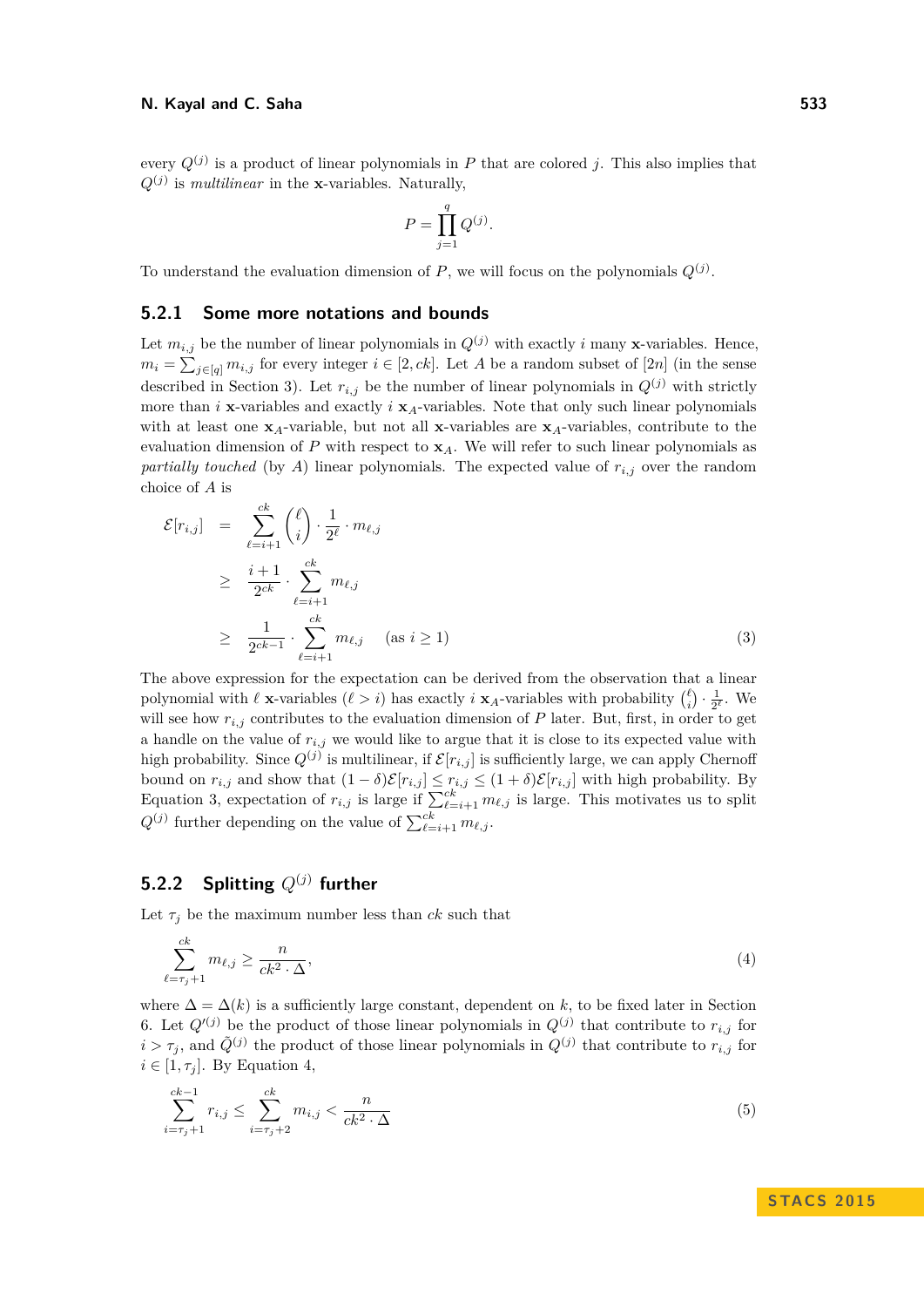every $Q^{(j)}$ is a product of linear polynomials in $P$ that are colored $j$. This also implies that $Q^{(j)}$ is *multilinear* in the $\mathbf{x}$-variables. Naturally,

$$P = \prod_{j=1}^{q} Q^{(j)}.$$

To understand the evaluation dimension of $P$, we will focus on the polynomials $Q^{(j)}$.

### 5.2.1 Some more notations and bounds

Let $m_{i,j}$ be the number of linear polynomials in $Q^{(j)}$ with exactly $i$ many $\mathbf{x}$-variables. Hence, $m_i = \sum_{j \in [q]} m_{i,j}$ for every integer $i \in [2, ck]$. Let $A$ be a random subset of $[2n]$ (in the sense described in Section 3). Let $r_{i,j}$ be the number of linear polynomials in $Q^{(j)}$ with strictly more than $i$ $\mathbf{x}$-variables and exactly $i$ $\mathbf{x}_A$-variables. Note that only such linear polynomials with at least one $\mathbf{x}_A$-variable, but not all $\mathbf{x}$-variables are $\mathbf{x}_A$-variables, contribute to the evaluation dimension of $P$ with respect to $\mathbf{x}_A$. We will refer to such linear polynomials as *partially touched* (by $A$) linear polynomials. The expected value of $r_{i,j}$ over the random choice of $A$ is

$$\begin{aligned}
\mathcal{E}[r_{i,j}] &= \sum_{\ell=i+1}^{ck} \binom{\ell}{i} \cdot \frac{1}{2^{\ell}} \cdot m_{\ell,j} \\
&\geq \frac{i+1}{2^{ck}} \cdot \sum_{\ell=i+1}^{ck} m_{\ell,j} \\
&\geq \frac{1}{2^{ck-1}} \cdot \sum_{\ell=i+1}^{ck} m_{\ell,j} \quad \text{(as } i \geq 1\text{)}
\end{aligned} \tag{3}$$

The above expression for the expectation can be derived from the observation that a linear polynomial with $\ell$ $\mathbf{x}$-variables ($\ell > i$) has exactly $i$ $\mathbf{x}_A$-variables with probability $\binom{\ell}{i} \cdot \frac{1}{2^{\ell}}$. We will see how $r_{i,j}$ contributes to the evaluation dimension of $P$ later. But, first, in order to get a handle on the value of $r_{i,j}$ we would like to argue that it is close to its expected value with high probability. Since $Q^{(j)}$ is multilinear, if $\mathcal{E}[r_{i,j}]$ is sufficiently large, we can apply Chernoff bound on $r_{i,j}$ and show that $(1-\delta)\mathcal{E}[r_{i,j}] \leq r_{i,j} \leq (1+\delta)\mathcal{E}[r_{i,j}]$ with high probability. By Equation 3, expectation of $r_{i,j}$ is large if $\sum_{\ell=i+1}^{ck} m_{\ell,j}$ is large. This motivates us to split $Q^{(j)}$ further depending on the value of $\sum_{\ell=i+1}^{ck} m_{\ell,j}$.

### 5.2.2 Splitting $Q^{(j)}$ further

Let $\tau_j$ be the maximum number less than $ck$ such that

$$\sum_{\ell=\tau_j+1}^{ck} m_{\ell,j} \geq \frac{n}{ck^2 \cdot \Delta}, \tag{4}$$

where $\Delta = \Delta(k)$ is a sufficiently large constant, dependent on $k$, to be fixed later in Section 6. Let $Q'^{(j)}$ be the product of those linear polynomials in $Q^{(j)}$ that contribute to $r_{i,j}$ for $i > \tau_j$, and $\tilde{Q}^{(j)}$ the product of those linear polynomials in $Q^{(j)}$ that contribute to $r_{i,j}$ for $i \in [1, \tau_j]$. By Equation 4,

$$\sum_{i=\tau_j+1}^{ck-1} r_{i,j} \leq \sum_{i=\tau_j+2}^{ck} m_{i,j} < \frac{n}{ck^2 \cdot \Delta} \tag{5}$$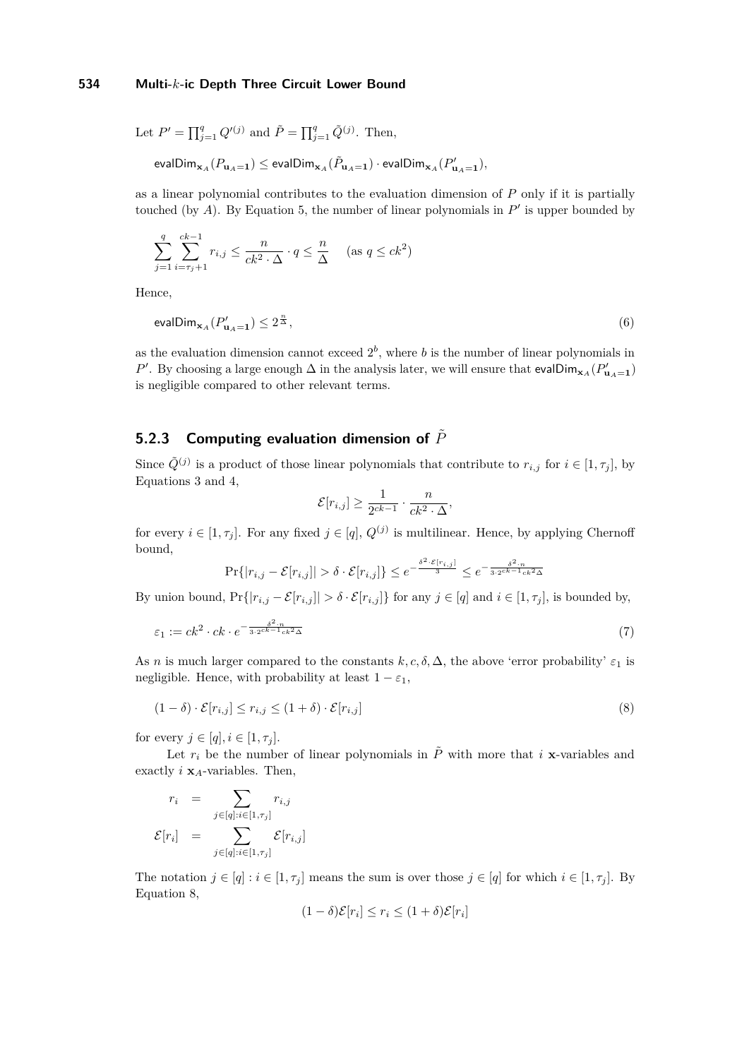Let $P' = \prod_{j=1}^{q} Q'^{(j)}$ and $\tilde{P} = \prod_{j=1}^{q} \tilde{Q}^{(j)}$. Then,

$$\mathsf{evalDim}_{\mathbf{x}_A}(P_{\mathbf{u}_A=\mathbf{1}}) \leq \mathsf{evalDim}_{\mathbf{x}_A}(\tilde{P}_{\mathbf{u}_A=\mathbf{1}}) \cdot \mathsf{evalDim}_{\mathbf{x}_A}(P'_{\mathbf{u}_A=\mathbf{1}}),$$

as a linear polynomial contributes to the evaluation dimension of $P$ only if it is partially touched (by $A$). By Equation 5, the number of linear polynomials in $P'$ is upper bounded by

$$\sum_{j=1}^{q} \sum_{i=\tau_j+1}^{ck-1} r_{i,j} \leq \frac{n}{ck^2 \cdot \Delta} \cdot q \leq \frac{n}{\Delta} \quad (\text{as } q \leq ck^2)$$

Hence,

$$\mathsf{evalDim}_{\mathbf{x}_A}(P'_{\mathbf{u}_A=\mathbf{1}}) \leq 2^{\frac{n}{\Delta}}, \tag{6}$$

as the evaluation dimension cannot exceed $2^b$, where $b$ is the number of linear polynomials in $P'$. By choosing a large enough $\Delta$ in the analysis later, we will ensure that $\mathsf{evalDim}_{\mathbf{x}_A}(P'_{\mathbf{u}_A=\mathbf{1}})$ is negligible compared to other relevant terms.

### 5.2.3 Computing evaluation dimension of $\tilde{P}$

Since $\tilde{Q}^{(j)}$ is a product of those linear polynomials that contribute to $r_{i,j}$ for $i \in [1, \tau_j]$, by Equations 3 and 4,

$$\mathcal{E}[r_{i,j}] \geq \frac{1}{2^{ck-1}} \cdot \frac{n}{ck^2 \cdot \Delta},$$

for every $i \in [1, \tau_j]$. For any fixed $j \in [q]$, $Q^{(j)}$ is multilinear. Hence, by applying Chernoff bound,

$$\Pr\{|r_{i,j} - \mathcal{E}[r_{i,j}]| > \delta \cdot \mathcal{E}[r_{i,j}]\} \leq e^{-\frac{\delta^2 \cdot \mathcal{E}[r_{i,j}]}{3}} \leq e^{-\frac{\delta^2 \cdot n}{3 \cdot 2^{ck-1} ck^2 \Delta}}$$

By union bound, $\Pr\{|r_{i,j} - \mathcal{E}[r_{i,j}]| > \delta \cdot \mathcal{E}[r_{i,j}]\}$ for any $j \in [q]$ and $i \in [1, \tau_j]$, is bounded by,

$$\varepsilon_1 := ck^2 \cdot ck \cdot e^{-\frac{\delta^2 \cdot n}{3 \cdot 2^{ck-1} ck^2 \Delta}} \tag{7}$$

As $n$ is much larger compared to the constants $k, c, \delta, \Delta$, the above 'error probability' $\varepsilon_1$ is negligible. Hence, with probability at least $1 - \varepsilon_1$,

$$(1 - \delta) \cdot \mathcal{E}[r_{i,j}] \leq r_{i,j} \leq (1 + \delta) \cdot \mathcal{E}[r_{i,j}] \tag{8}$$

for every $j \in [q], i \in [1, \tau_j]$.

Let $r_i$ be the number of linear polynomials in $\tilde{P}$ with more that $i$ $\mathbf{x}$-variables and exactly $i$ $\mathbf{x}_A$-variables. Then,

$$\begin{aligned} r_i &= \sum_{j \in [q] : i \in [1, \tau_j]} r_{i,j} \\ \mathcal{E}[r_i] &= \sum_{j \in [q] : i \in [1, \tau_j]} \mathcal{E}[r_{i,j}] \end{aligned}$$

The notation $j \in [q] : i \in [1, \tau_j]$ means the sum is over those $j \in [q]$ for which $i \in [1, \tau_j]$. By Equation 8,

$$(1 - \delta)\mathcal{E}[r_i] \leq r_i \leq (1 + \delta)\mathcal{E}[r_i]$$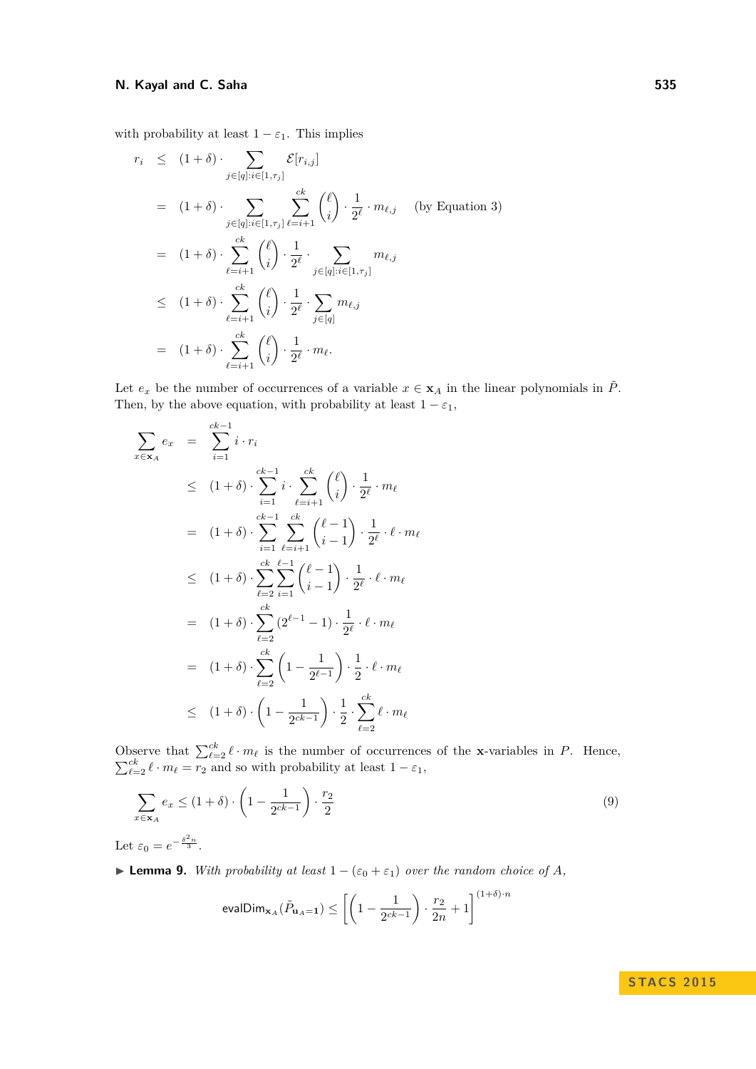with probability at least $1 - \varepsilon_1$. This implies

$$
\begin{aligned}
r_i &\leq (1+\delta) \cdot \sum_{j \in [q] : i \in [1, \tau_j]} \mathcal{E}[r_{i,j}] \\
&= (1+\delta) \cdot \sum_{j \in [q] : i \in [1, \tau_j]} \sum_{\ell = i+1}^{ck} \binom{\ell}{i} \cdot \frac{1}{2^\ell} \cdot m_{\ell,j} \qquad \text{(by Equation 3)} \\
&= (1+\delta) \cdot \sum_{\ell = i+1}^{ck} \binom{\ell}{i} \cdot \frac{1}{2^\ell} \cdot \sum_{j \in [q] : i \in [1, \tau_j]} m_{\ell,j} \\
&\leq (1+\delta) \cdot \sum_{\ell = i+1}^{ck} \binom{\ell}{i} \cdot \frac{1}{2^\ell} \cdot \sum_{j \in [q]} m_{\ell,j} \\
&= (1+\delta) \cdot \sum_{\ell = i+1}^{ck} \binom{\ell}{i} \cdot \frac{1}{2^\ell} \cdot m_\ell.
\end{aligned}
$$

Let $e_x$ be the number of occurrences of a variable $x \in \mathbf{x}_A$ in the linear polynomials in $\tilde{P}$. Then, by the above equation, with probability at least $1 - \varepsilon_1$,

$$
\begin{aligned}
\sum_{x \in \mathbf{x}_A} e_x &= \sum_{i=1}^{ck-1} i \cdot r_i \\
&\leq (1+\delta) \cdot \sum_{i=1}^{ck-1} i \cdot \sum_{\ell=i+1}^{ck} \binom{\ell}{i} \cdot \frac{1}{2^\ell} \cdot m_\ell \\
&= (1+\delta) \cdot \sum_{i=1}^{ck-1} \sum_{\ell=i+1}^{ck} \binom{\ell-1}{i-1} \cdot \frac{1}{2^\ell} \cdot \ell \cdot m_\ell \\
&\leq (1+\delta) \cdot \sum_{\ell=2}^{ck} \sum_{i=1}^{\ell-1} \binom{\ell-1}{i-1} \cdot \frac{1}{2^\ell} \cdot \ell \cdot m_\ell \\
&= (1+\delta) \cdot \sum_{\ell=2}^{ck} (2^{\ell-1} - 1) \cdot \frac{1}{2^\ell} \cdot \ell \cdot m_\ell \\
&= (1+\delta) \cdot \sum_{\ell=2}^{ck} \left(1 - \frac{1}{2^{\ell-1}}\right) \cdot \frac{1}{2} \cdot \ell \cdot m_\ell \\
&\leq (1+\delta) \cdot \left(1 - \frac{1}{2^{ck-1}}\right) \cdot \frac{1}{2} \cdot \sum_{\ell=2}^{ck} \ell \cdot m_\ell
\end{aligned}
$$

Observe that $\sum_{\ell=2}^{ck} \ell \cdot m_\ell$ is the number of occurrences of the $\mathbf{x}$-variables in $P$. Hence, $\sum_{\ell=2}^{ck} \ell \cdot m_\ell = r_2$ and so with probability at least $1 - \varepsilon_1$,

$$
\sum_{x \in \mathbf{x}_A} e_x \leq (1+\delta) \cdot \left(1 - \frac{1}{2^{ck-1}}\right) \cdot \frac{r_2}{2} \tag{9}
$$

Let $\varepsilon_0 = e^{-\frac{\delta^2 n}{3}}$.

▶ **Lemma 9.** *With probability at least $1 - (\varepsilon_0 + \varepsilon_1)$ over the random choice of $A$,*

$$
\mathsf{evalDim}_{\mathbf{x}_A}(\tilde{P}_{\mathbf{u}_A = \mathbf{1}}) \leq \left[\left(1 - \frac{1}{2^{ck-1}}\right) \cdot \frac{r_2}{2n} + 1\right]^{(1+\delta) \cdot n}
$$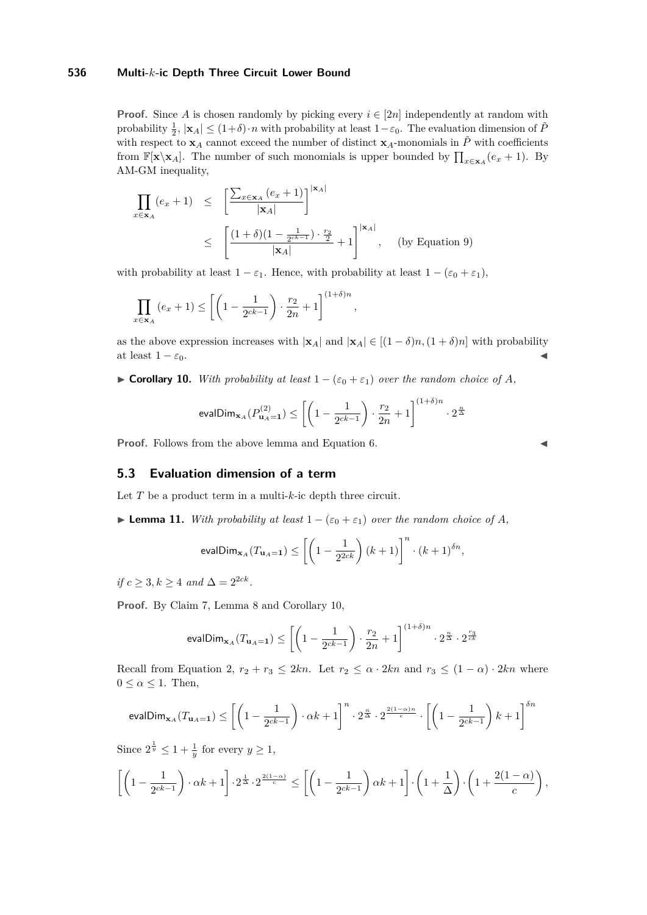**Proof.** Since $A$ is chosen randomly by picking every $i \in [2n]$ independently at random with probability $\frac{1}{2}$, $|\mathbf{x}_A| \leq (1+\delta) \cdot n$ with probability at least $1 - \varepsilon_0$. The evaluation dimension of $\tilde{P}$ with respect to $\mathbf{x}_A$ cannot exceed the number of distinct $\mathbf{x}_A$-monomials in $\tilde{P}$ with coefficients from $\mathbb{F}[\mathbf{x} \backslash \mathbf{x}_A]$. The number of such monomials is upper bounded by $\prod_{x \in \mathbf{x}_A}(e_x + 1)$. By AM-GM inequality,

$$\prod_{x \in \mathbf{x}_A} (e_x + 1) \leq \left[ \frac{\sum_{x \in \mathbf{x}_A} (e_x + 1)}{|\mathbf{x}_A|} \right]^{|\mathbf{x}_A|}$$

$$\leq \left[ \frac{(1+\delta)(1 - \frac{1}{2^{ck-1}}) \cdot \frac{r_2}{2}}{|\mathbf{x}_A|} + 1 \right]^{|\mathbf{x}_A|}, \quad \text{(by Equation 9)}$$

with probability at least $1 - \varepsilon_1$. Hence, with probability at least $1 - (\varepsilon_0 + \varepsilon_1)$,

$$\prod_{x \in \mathbf{x}_A} (e_x + 1) \leq \left[ \left(1 - \frac{1}{2^{ck-1}}\right) \cdot \frac{r_2}{2n} + 1 \right]^{(1+\delta)n},$$

as the above expression increases with $|\mathbf{x}_A|$ and $|\mathbf{x}_A| \in [(1-\delta)n, (1+\delta)n]$ with probability at least $1 - \varepsilon_0$. ◀

▶ **Corollary 10.** *With probability at least $1 - (\varepsilon_0 + \varepsilon_1)$ over the random choice of $A$,*

$$\mathsf{evalDim}_{\mathbf{x}_A}(P^{(2)}_{\mathbf{u}_A = \mathbf{1}}) \leq \left[ \left(1 - \frac{1}{2^{ck-1}}\right) \cdot \frac{r_2}{2n} + 1 \right]^{(1+\delta)n} \cdot 2^{\frac{n}{\Delta}}$$

**Proof.** Follows from the above lemma and Equation 6. ◀

## 5.3 Evaluation dimension of a term

Let $T$ be a product term in a multi-$k$-ic depth three circuit.

▶ **Lemma 11.** *With probability at least $1 - (\varepsilon_0 + \varepsilon_1)$ over the random choice of $A$,*

$$\mathsf{evalDim}_{\mathbf{x}_A}(T_{\mathbf{u}_A = \mathbf{1}}) \leq \left[ \left(1 - \frac{1}{2^{2ck}}\right)(k+1) \right]^n \cdot (k+1)^{\delta n},$$

*if $c \geq 3, k \geq 4$ and $\Delta = 2^{2ck}$.*

**Proof.** By Claim 7, Lemma 8 and Corollary 10,

$$\mathsf{evalDim}_{\mathbf{x}_A}(T_{\mathbf{u}_A = \mathbf{1}}) \leq \left[ \left(1 - \frac{1}{2^{ck-1}}\right) \cdot \frac{r_2}{2n} + 1 \right]^{(1+\delta)n} \cdot 2^{\frac{n}{\Delta}} \cdot 2^{\frac{r_3}{ck}}$$

Recall from Equation 2, $r_2 + r_3 \leq 2kn$. Let $r_2 \leq \alpha \cdot 2kn$ and $r_3 \leq (1-\alpha) \cdot 2kn$ where $0 \leq \alpha \leq 1$. Then,

$$\mathsf{evalDim}_{\mathbf{x}_A}(T_{\mathbf{u}_A = \mathbf{1}}) \leq \left[ \left(1 - \frac{1}{2^{ck-1}}\right) \cdot \alpha k + 1 \right]^n \cdot 2^{\frac{n}{\Delta}} \cdot 2^{\frac{2(1-\alpha)n}{c}} \cdot \left[ \left(1 - \frac{1}{2^{ck-1}}\right) k + 1 \right]^{\delta n}$$

Since $2^{\frac{1}{y}} \leq 1 + \frac{1}{y}$ for every $y \geq 1$,

$$\left[ \left(1 - \frac{1}{2^{ck-1}}\right) \cdot \alpha k + 1 \right] \cdot 2^{\frac{1}{\Delta}} \cdot 2^{\frac{2(1-\alpha)}{c}} \leq \left[ \left(1 - \frac{1}{2^{ck-1}}\right) \alpha k + 1 \right] \cdot \left(1 + \frac{1}{\Delta}\right) \cdot \left(1 + \frac{2(1-\alpha)}{c}\right),$$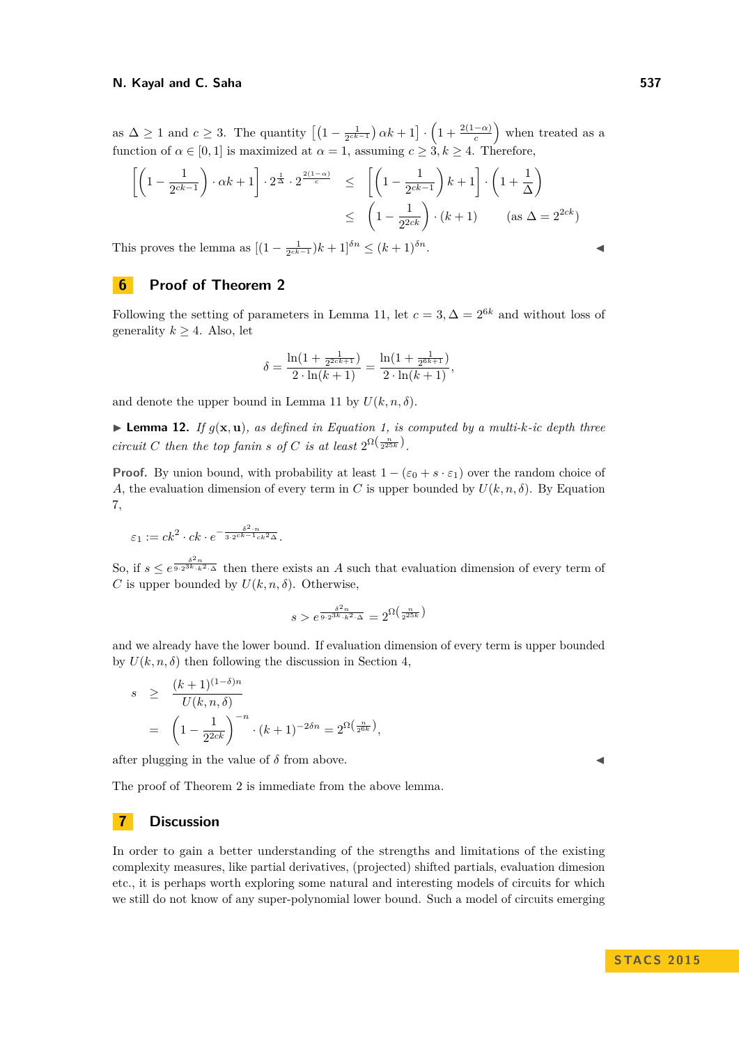as $\Delta \geq 1$ and $c \geq 3$. The quantity $\left[\left(1 - \frac{1}{2^{ck-1}}\right)\alpha k + 1\right] \cdot \left(1 + \frac{2(1-\alpha)}{c}\right)$ when treated as a function of $\alpha \in [0,1]$ is maximized at $\alpha = 1$, assuming $c \geq 3, k \geq 4$. Therefore,

$$\begin{aligned}
\left[\left(1 - \frac{1}{2^{ck-1}}\right) \cdot \alpha k + 1\right] \cdot 2^{\frac{1}{\Delta}} \cdot 2^{\frac{2(1-\alpha)}{c}} &\leq \left[\left(1 - \frac{1}{2^{ck-1}}\right) k + 1\right] \cdot \left(1 + \frac{1}{\Delta}\right) \\
&\leq \left(1 - \frac{1}{2^{2ck}}\right) \cdot (k+1) \qquad (\text{as } \Delta = 2^{2ck})
\end{aligned}$$

This proves the lemma as $[(1 - \frac{1}{2^{ck-1}})k + 1]^{\delta n} \leq (k+1)^{\delta n}$. ◀

## 6 Proof of Theorem 2

Following the setting of parameters in Lemma 11, let $c = 3, \Delta = 2^{6k}$ and without loss of generality $k \geq 4$. Also, let

$$\delta = \frac{\ln(1 + \frac{1}{2^{2ck+1}})}{2 \cdot \ln(k+1)} = \frac{\ln(1 + \frac{1}{2^{6k+1}})}{2 \cdot \ln(k+1)},$$

and denote the upper bound in Lemma 11 by $U(k, n, \delta)$.

▶ **Lemma 12.** *If $g(\mathbf{x}, \mathbf{u})$, as defined in Equation 1, is computed by a multi-k-ic depth three circuit $C$ then the top fanin $s$ of $C$ is at least $2^{\Omega\left(\frac{n}{2^{25k}}\right)}$.*

**Proof.** By union bound, with probability at least $1 - (\varepsilon_0 + s \cdot \varepsilon_1)$ over the random choice of $A$, the evaluation dimension of every term in $C$ is upper bounded by $U(k, n, \delta)$. By Equation 7,

$$\varepsilon_1 := ck^2 \cdot ck \cdot e^{-\frac{\delta^2 \cdot n}{3 \cdot 2^{ck-1} ck^2 \Delta}}.$$

So, if $s \leq e^{\frac{\delta^2 n}{9 \cdot 2^{3k} \cdot k^2 \cdot \Delta}}$ then there exists an $A$ such that evaluation dimension of every term of $C$ is upper bounded by $U(k, n, \delta)$. Otherwise,

$$s > e^{\frac{\delta^2 n}{9 \cdot 2^{3k} \cdot k^2 \cdot \Delta}} = 2^{\Omega\left(\frac{n}{2^{25k}}\right)}$$

and we already have the lower bound. If evaluation dimension of every term is upper bounded by $U(k, n, \delta)$ then following the discussion in Section 4,

$$\begin{aligned}
s &\geq \frac{(k+1)^{(1-\delta)n}}{U(k,n,\delta)} \\
&= \left(1 - \frac{1}{2^{2ck}}\right)^{-n} \cdot (k+1)^{-2\delta n} = 2^{\Omega\left(\frac{n}{2^{6k}}\right)},
\end{aligned}$$

after plugging in the value of $\delta$ from above. ◀

The proof of Theorem 2 is immediate from the above lemma.

## 7 Discussion

In order to gain a better understanding of the strengths and limitations of the existing complexity measures, like partial derivatives, (projected) shifted partials, evaluation dimesion etc., it is perhaps worth exploring some natural and interesting models of circuits for which we still do not know of any super-polynomial lower bound. Such a model of circuits emerging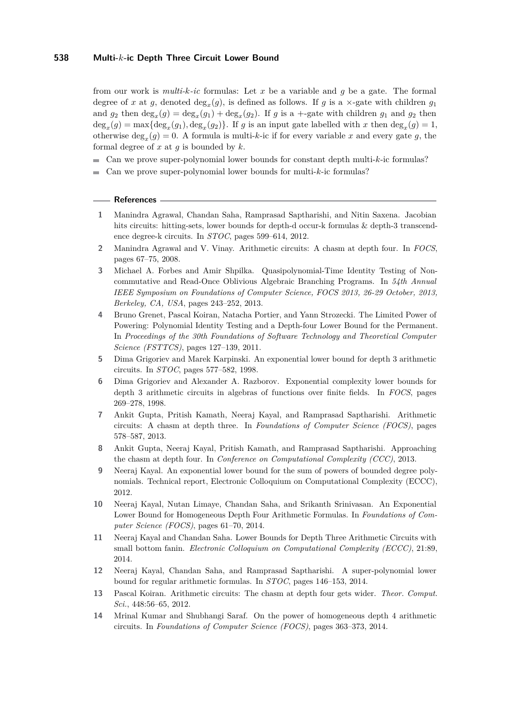from our work is *multi-k-ic* formulas: Let $x$ be a variable and $g$ be a gate. The formal degree of $x$ at $g$, denoted $\deg_x(g)$, is defined as follows. If $g$ is a $\times$-gate with children $g_1$ and $g_2$ then $\deg_x(g) = \deg_x(g_1) + \deg_x(g_2)$. If $g$ is a $+$-gate with children $g_1$ and $g_2$ then $\deg_x(g) = \max\{\deg_x(g_1), \deg_x(g_2)\}$. If $g$ is an input gate labelled with $x$ then $\deg_x(g) = 1$, otherwise $\deg_x(g) = 0$. A formula is multi-$k$-ic if for every variable $x$ and every gate $g$, the formal degree of $x$ at $g$ is bounded by $k$.

- Can we prove super-polynomial lower bounds for constant depth multi-$k$-ic formulas?
- Can we prove super-polynomial lower bounds for multi-$k$-ic formulas?

## References

1. Manindra Agrawal, Chandan Saha, Ramprasad Saptharishi, and Nitin Saxena. Jacobian hits circuits: hitting-sets, lower bounds for depth-d occur-k formulas & depth-3 transcendence degree-k circuits. In *STOC*, pages 599–614, 2012.
2. Manindra Agrawal and V. Vinay. Arithmetic circuits: A chasm at depth four. In *FOCS*, pages 67–75, 2008.
3. Michael A. Forbes and Amir Shpilka. Quasipolynomial-Time Identity Testing of Non-commutative and Read-Once Oblivious Algebraic Branching Programs. In *54th Annual IEEE Symposium on Foundations of Computer Science, FOCS 2013, 26-29 October, 2013, Berkeley, CA, USA*, pages 243–252, 2013.
4. Bruno Grenet, Pascal Koiran, Natacha Portier, and Yann Strozecki. The Limited Power of Powering: Polynomial Identity Testing and a Depth-four Lower Bound for the Permanent. In *Proceedings of the 30th Foundations of Software Technology and Theoretical Computer Science (FSTTCS)*, pages 127–139, 2011.
5. Dima Grigoriev and Marek Karpinski. An exponential lower bound for depth 3 arithmetic circuits. In *STOC*, pages 577–582, 1998.
6. Dima Grigoriev and Alexander A. Razborov. Exponential complexity lower bounds for depth 3 arithmetic circuits in algebras of functions over finite fields. In *FOCS*, pages 269–278, 1998.
7. Ankit Gupta, Pritish Kamath, Neeraj Kayal, and Ramprasad Saptharishi. Arithmetic circuits: A chasm at depth three. In *Foundations of Computer Science (FOCS)*, pages 578–587, 2013.
8. Ankit Gupta, Neeraj Kayal, Pritish Kamath, and Ramprasad Saptharishi. Approaching the chasm at depth four. In *Conference on Computational Complexity (CCC)*, 2013.
9. Neeraj Kayal. An exponential lower bound for the sum of powers of bounded degree polynomials. Technical report, Electronic Colloquium on Computational Complexity (ECCC), 2012.
10. Neeraj Kayal, Nutan Limaye, Chandan Saha, and Srikanth Srinivasan. An Exponential Lower Bound for Homogeneous Depth Four Arithmetic Formulas. In *Foundations of Computer Science (FOCS)*, pages 61–70, 2014.
11. Neeraj Kayal and Chandan Saha. Lower Bounds for Depth Three Arithmetic Circuits with small bottom fanin. *Electronic Colloquium on Computational Complexity (ECCC)*, 21:89, 2014.
12. Neeraj Kayal, Chandan Saha, and Ramprasad Saptharishi. A super-polynomial lower bound for regular arithmetic formulas. In *STOC*, pages 146–153, 2014.
13. Pascal Koiran. Arithmetic circuits: The chasm at depth four gets wider. *Theor. Comput. Sci.*, 448:56–65, 2012.
14. Mrinal Kumar and Shubhangi Saraf. On the power of homogeneous depth 4 arithmetic circuits. In *Foundations of Computer Science (FOCS)*, pages 363–373, 2014.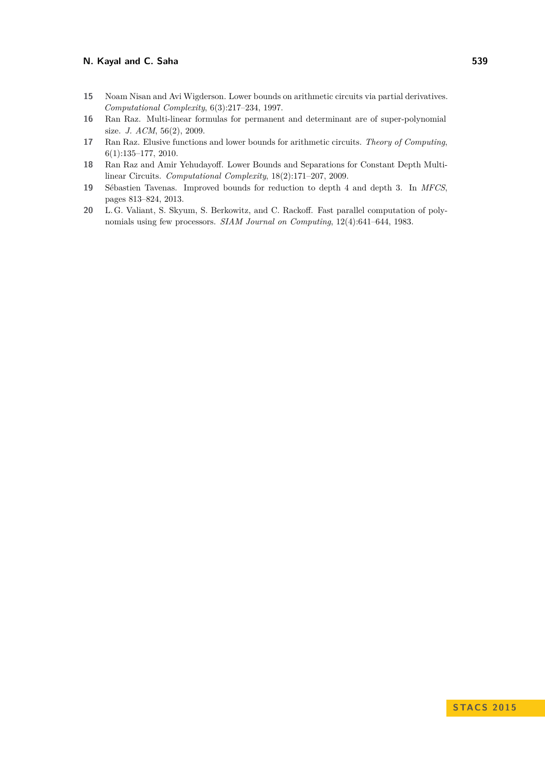15 Noam Nisan and Avi Wigderson. Lower bounds on arithmetic circuits via partial derivatives. *Computational Complexity*, 6(3):217–234, 1997.

16 Ran Raz. Multi-linear formulas for permanent and determinant are of super-polynomial size. *J. ACM*, 56(2), 2009.

17 Ran Raz. Elusive functions and lower bounds for arithmetic circuits. *Theory of Computing*, 6(1):135–177, 2010.

18 Ran Raz and Amir Yehudayoff. Lower Bounds and Separations for Constant Depth Multilinear Circuits. *Computational Complexity*, 18(2):171–207, 2009.

19 Sébastien Tavenas. Improved bounds for reduction to depth 4 and depth 3. In *MFCS*, pages 813–824, 2013.

20 L. G. Valiant, S. Skyum, S. Berkowitz, and C. Rackoff. Fast parallel computation of polynomials using few processors. *SIAM Journal on Computing*, 12(4):641–644, 1983.